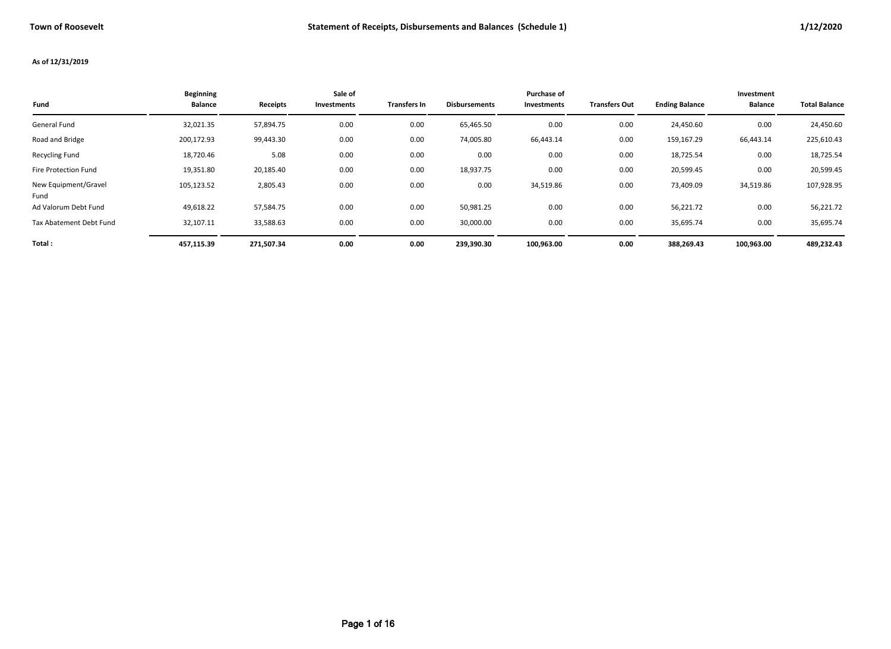**Town of Roosevelt**

## Statement of Receipts, Disbursements and Balances (Schedule 1)

1/12/2020

**As of 12/31/2019**

| Fund | Beginning Balance | Receipts | Sale of Investments | Transfers In | Disbursements | Purchase of Investments | Transfers Out | Ending Balance | Investment Balance | Total Balance |
|---|---|---|---|---|---|---|---|---|---|---|
| General Fund | 32,021.35 | 57,894.75 | 0.00 | 0.00 | 65,465.50 | 0.00 | 0.00 | 24,450.60 | 0.00 | 24,450.60 |
| Road and Bridge | 200,172.93 | 99,443.30 | 0.00 | 0.00 | 74,005.80 | 66,443.14 | 0.00 | 159,167.29 | 66,443.14 | 225,610.43 |
| Recycling Fund | 18,720.46 | 5.08 | 0.00 | 0.00 | 0.00 | 0.00 | 0.00 | 18,725.54 | 0.00 | 18,725.54 |
| Fire Protection Fund | 19,351.80 | 20,185.40 | 0.00 | 0.00 | 18,937.75 | 0.00 | 0.00 | 20,599.45 | 0.00 | 20,599.45 |
| New Equipment/Gravel Fund | 105,123.52 | 2,805.43 | 0.00 | 0.00 | 0.00 | 34,519.86 | 0.00 | 73,409.09 | 34,519.86 | 107,928.95 |
| Ad Valorum Debt Fund | 49,618.22 | 57,584.75 | 0.00 | 0.00 | 50,981.25 | 0.00 | 0.00 | 56,221.72 | 0.00 | 56,221.72 |
| Tax Abatement Debt Fund | 32,107.11 | 33,588.63 | 0.00 | 0.00 | 30,000.00 | 0.00 | 0.00 | 35,695.74 | 0.00 | 35,695.74 |
| **Total :** | **457,115.39** | **271,507.34** | **0.00** | **0.00** | **239,390.30** | **100,963.00** | **0.00** | **388,269.43** | **100,963.00** | **489,232.43** |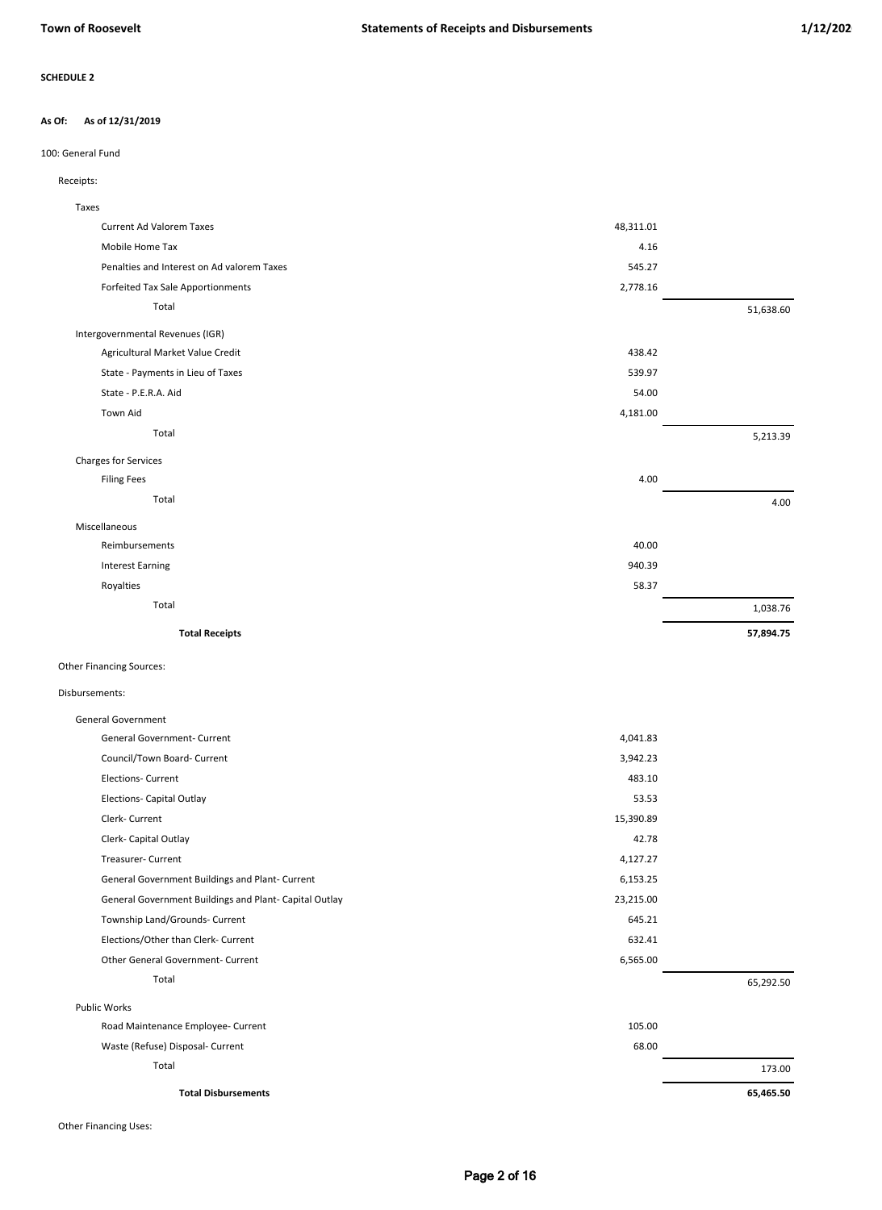**SCHEDULE 2**

**As Of: As of 12/31/2019**

100: General Fund

Receipts:

| | | |
|---|---|---|
| **Taxes** | | |
| Current Ad Valorem Taxes | 48,311.01 | |
| Mobile Home Tax | 4.16 | |
| Penalties and Interest on Ad valorem Taxes | 545.27 | |
| Forfeited Tax Sale Apportionments | 2,778.16 | |
| Total | | 51,638.60 |
| **Intergovernmental Revenues (IGR)** | | |
| Agricultural Market Value Credit | 438.42 | |
| State - Payments in Lieu of Taxes | 539.97 | |
| State - P.E.R.A. Aid | 54.00 | |
| Town Aid | 4,181.00 | |
| Total | | 5,213.39 |
| **Charges for Services** | | |
| Filing Fees | 4.00 | |
| Total | | 4.00 |
| **Miscellaneous** | | |
| Reimbursements | 40.00 | |
| Interest Earning | 940.39 | |
| Royalties | 58.37 | |
| Total | | 1,038.76 |
| **Total Receipts** | | **57,894.75** |

Other Financing Sources:

Disbursements:

| | | |
|---|---|---|
| **General Government** | | |
| General Government- Current | 4,041.83 | |
| Council/Town Board- Current | 3,942.23 | |
| Elections- Current | 483.10 | |
| Elections- Capital Outlay | 53.53 | |
| Clerk- Current | 15,390.89 | |
| Clerk- Capital Outlay | 42.78 | |
| Treasurer- Current | 4,127.27 | |
| General Government Buildings and Plant- Current | 6,153.25 | |
| General Government Buildings and Plant- Capital Outlay | 23,215.00 | |
| Township Land/Grounds- Current | 645.21 | |
| Elections/Other than Clerk- Current | 632.41 | |
| Other General Government- Current | 6,565.00 | |
| Total | | 65,292.50 |
| **Public Works** | | |
| Road Maintenance Employee- Current | 105.00 | |
| Waste (Refuse) Disposal- Current | 68.00 | |
| Total | | 173.00 |
| **Total Disbursements** | | **65,465.50** |

Other Financing Uses: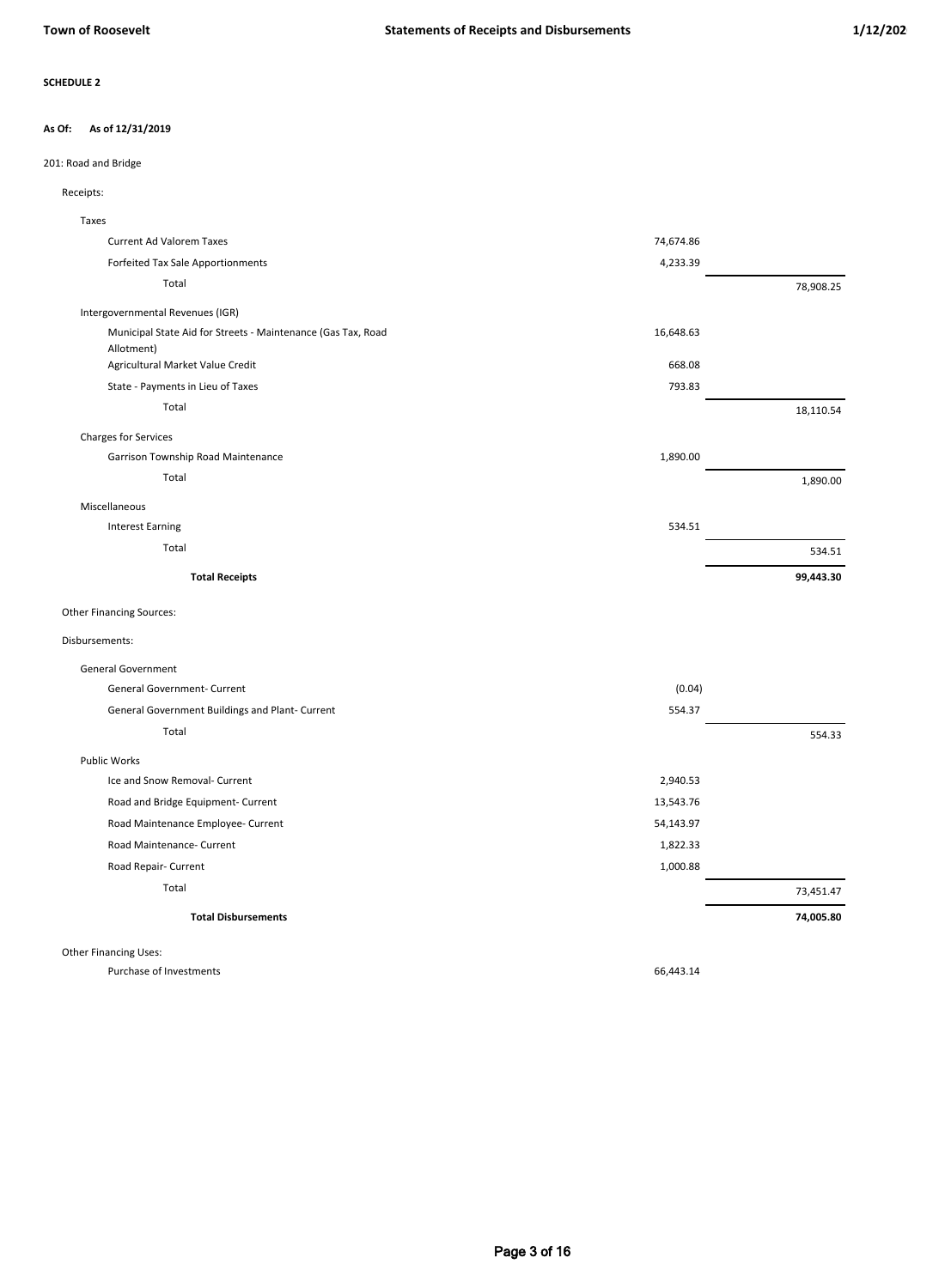**SCHEDULE 2**

**As Of:** **As of 12/31/2019**

201: Road and Bridge

| | | |
|---|---|---|
| Receipts: | | |
| Taxes | | |
| Current Ad Valorem Taxes | 74,674.86 | |
| Forfeited Tax Sale Apportionments | 4,233.39 | |
| Total | | 78,908.25 |
| Intergovernmental Revenues (IGR) | | |
| Municipal State Aid for Streets - Maintenance (Gas Tax, Road Allotment) | 16,648.63 | |
| Agricultural Market Value Credit | 668.08 | |
| State - Payments in Lieu of Taxes | 793.83 | |
| Total | | 18,110.54 |
| Charges for Services | | |
| Garrison Township Road Maintenance | 1,890.00 | |
| Total | | 1,890.00 |
| Miscellaneous | | |
| Interest Earning | 534.51 | |
| Total | | 534.51 |
| **Total Receipts** | | **99,443.30** |
| Other Financing Sources: | | |
| Disbursements: | | |
| General Government | | |
| General Government- Current | (0.04) | |
| General Government Buildings and Plant- Current | 554.37 | |
| Total | | 554.33 |
| Public Works | | |
| Ice and Snow Removal- Current | 2,940.53 | |
| Road and Bridge Equipment- Current | 13,543.76 | |
| Road Maintenance Employee- Current | 54,143.97 | |
| Road Maintenance- Current | 1,822.33 | |
| Road Repair- Current | 1,000.88 | |
| Total | | 73,451.47 |
| **Total Disbursements** | | **74,005.80** |
| Other Financing Uses: | | |
| Purchase of Investments | 66,443.14 | |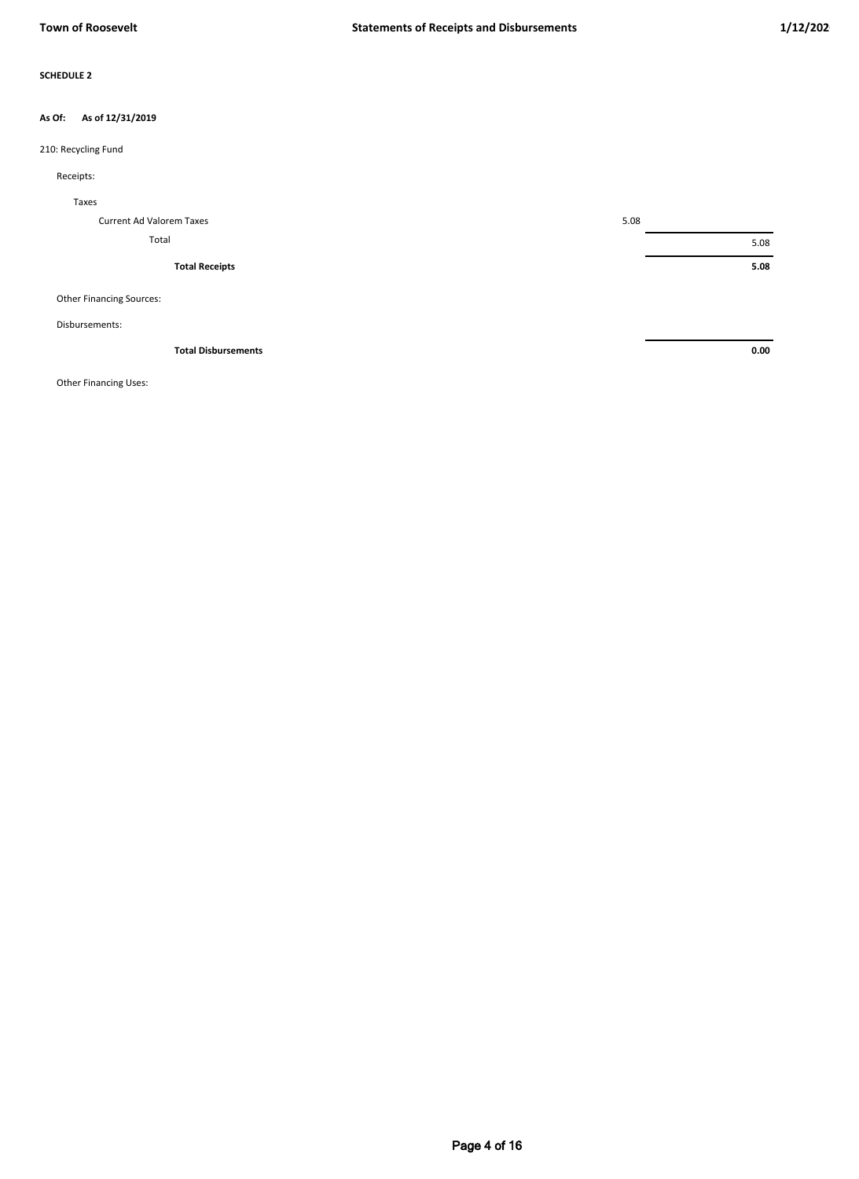**SCHEDULE 2**

**As Of: As of 12/31/2019**

210: Recycling Fund

| | | |
|---|---|---|
| Receipts: | | |
| Taxes | | |
| Current Ad Valorem Taxes | 5.08 | |
| Total | | 5.08 |
| **Total Receipts** | | **5.08** |
| Other Financing Sources: | | |
| Disbursements: | | |
| **Total Disbursements** | | **0.00** |
| Other Financing Uses: | | |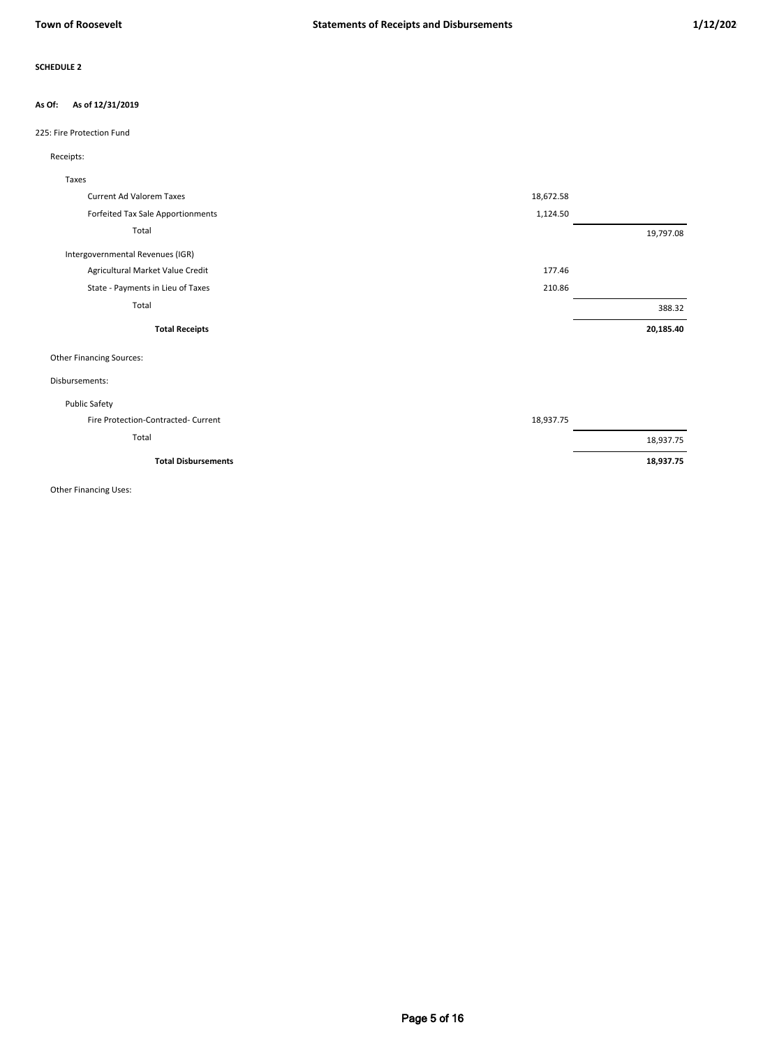**SCHEDULE 2**

**As Of: As of 12/31/2019**

225: Fire Protection Fund

| | | |
|---|---|---|
| Receipts: | | |
| Taxes | | |
| Current Ad Valorem Taxes | 18,672.58 | |
| Forfeited Tax Sale Apportionments | 1,124.50 | |
| Total | | 19,797.08 |
| Intergovernmental Revenues (IGR) | | |
| Agricultural Market Value Credit | 177.46 | |
| State - Payments in Lieu of Taxes | 210.86 | |
| Total | | 388.32 |
| **Total Receipts** | | **20,185.40** |
| Other Financing Sources: | | |
| Disbursements: | | |
| Public Safety | | |
| Fire Protection-Contracted- Current | 18,937.75 | |
| Total | | 18,937.75 |
| **Total Disbursements** | | **18,937.75** |
| Other Financing Uses: | | |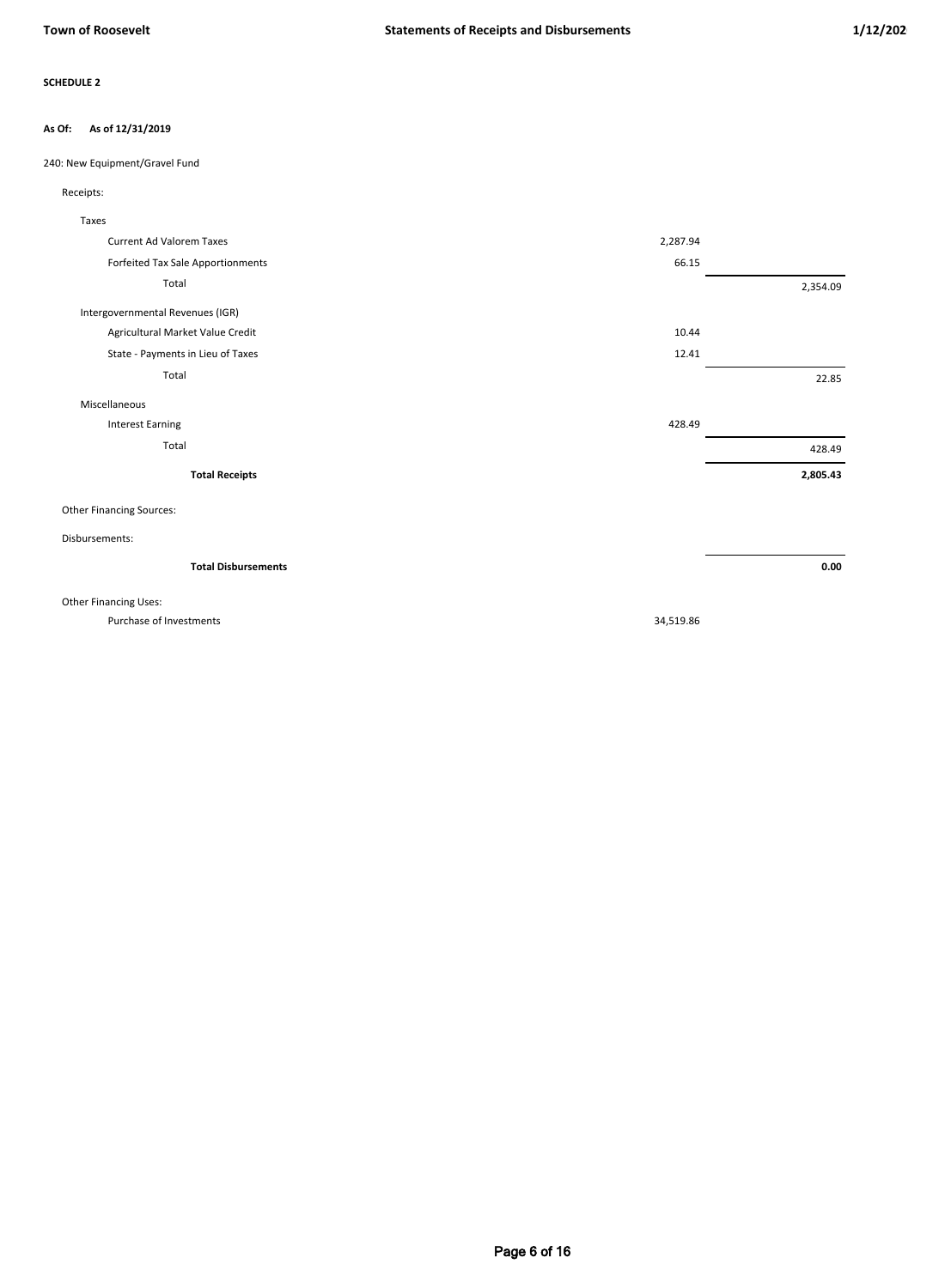**SCHEDULE 2**

**As Of: As of 12/31/2019**

240: New Equipment/Gravel Fund

| | | |
|---|---|---|
| Receipts: | | |
| Taxes | | |
| Current Ad Valorem Taxes | 2,287.94 | |
| Forfeited Tax Sale Apportionments | 66.15 | |
| Total | | 2,354.09 |
| Intergovernmental Revenues (IGR) | | |
| Agricultural Market Value Credit | 10.44 | |
| State - Payments in Lieu of Taxes | 12.41 | |
| Total | | 22.85 |
| Miscellaneous | | |
| Interest Earning | 428.49 | |
| Total | | 428.49 |
| **Total Receipts** | | **2,805.43** |
| Other Financing Sources: | | |
| Disbursements: | | |
| **Total Disbursements** | | **0.00** |
| Other Financing Uses: | | |
| Purchase of Investments | 34,519.86 | |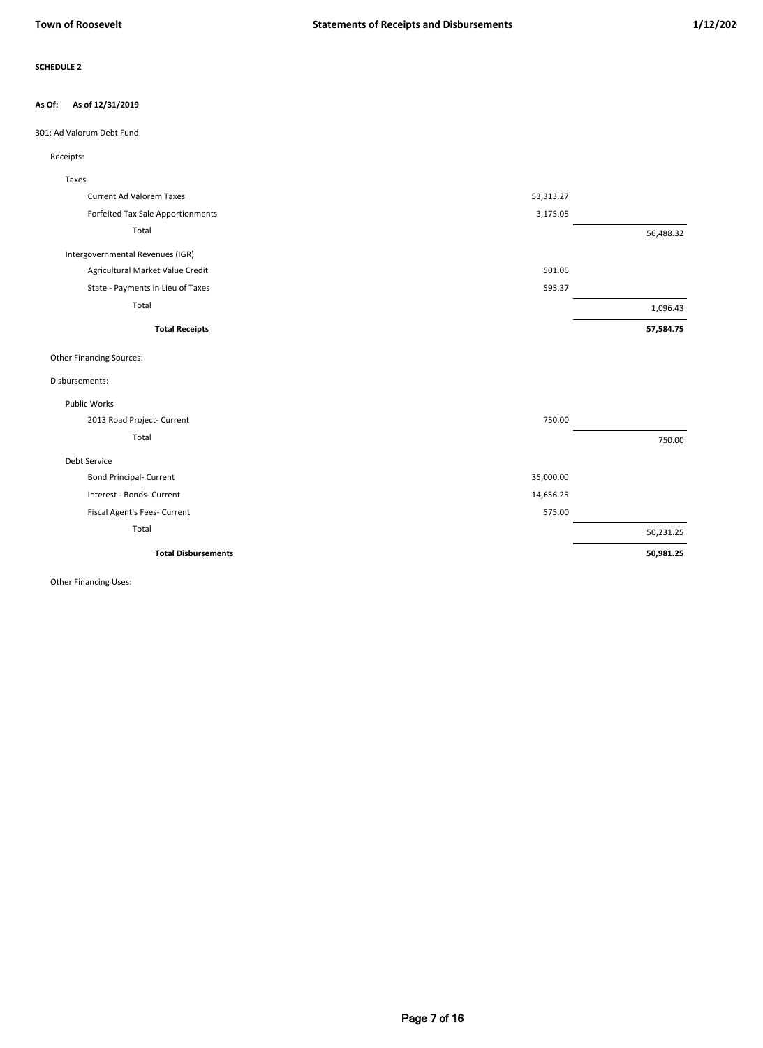**SCHEDULE 2**

**As Of: As of 12/31/2019**

301: Ad Valorum Debt Fund

| | | |
|---|---|---|
| Receipts: | | |
| Taxes | | |
| Current Ad Valorem Taxes | 53,313.27 | |
| Forfeited Tax Sale Apportionments | 3,175.05 | |
| Total | | 56,488.32 |
| Intergovernmental Revenues (IGR) | | |
| Agricultural Market Value Credit | 501.06 | |
| State - Payments in Lieu of Taxes | 595.37 | |
| Total | | 1,096.43 |
| **Total Receipts** | | **57,584.75** |
| Other Financing Sources: | | |
| Disbursements: | | |
| Public Works | | |
| 2013 Road Project- Current | 750.00 | |
| Total | | 750.00 |
| Debt Service | | |
| Bond Principal- Current | 35,000.00 | |
| Interest - Bonds- Current | 14,656.25 | |
| Fiscal Agent's Fees- Current | 575.00 | |
| Total | | 50,231.25 |
| **Total Disbursements** | | **50,981.25** |
| Other Financing Uses: | | |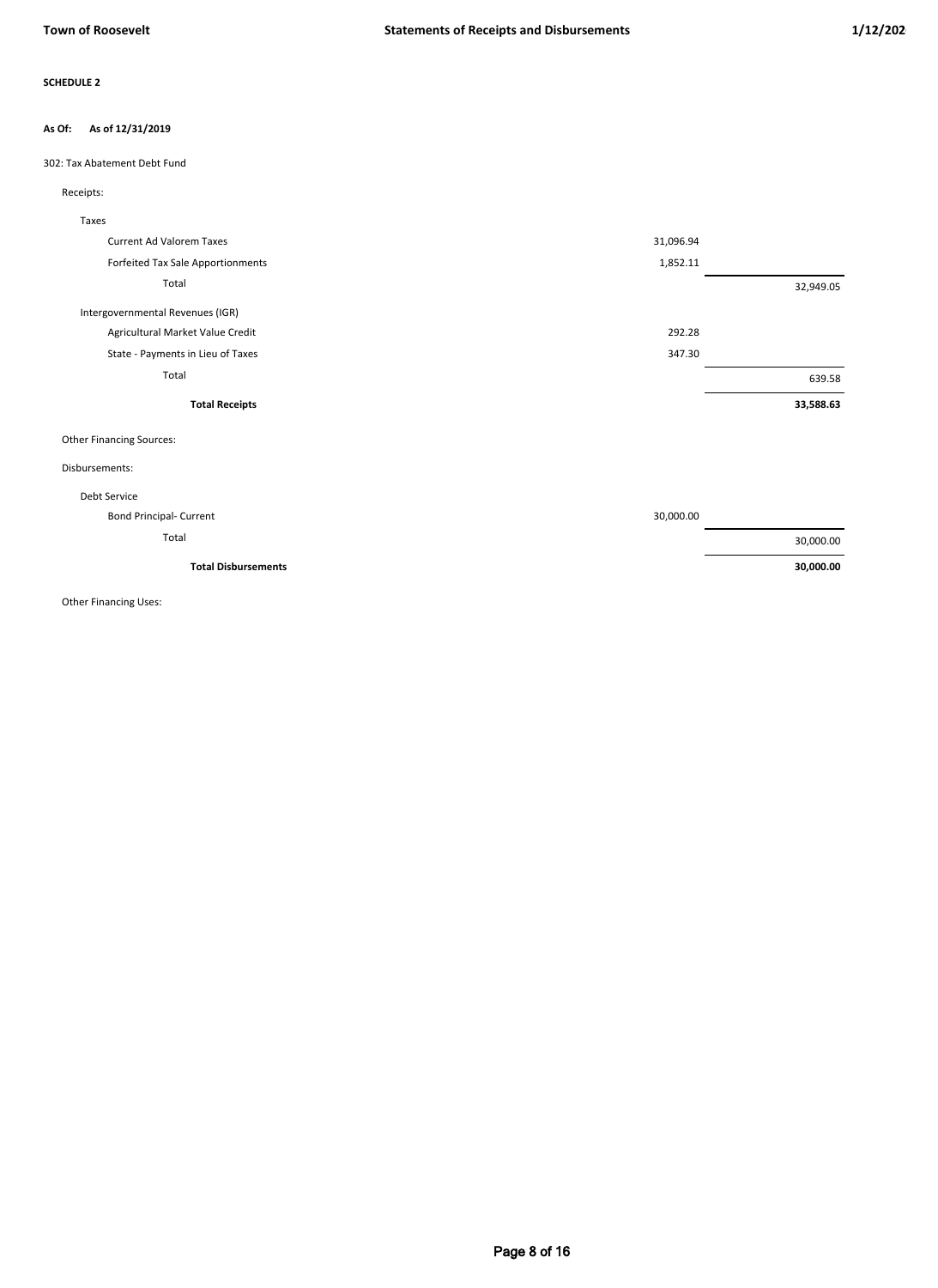**SCHEDULE 2**

**As Of: As of 12/31/2019**

302: Tax Abatement Debt Fund

| | | |
|---|---|---|
| Receipts: | | |
| Taxes | | |
| Current Ad Valorem Taxes | 31,096.94 | |
| Forfeited Tax Sale Apportionments | 1,852.11 | |
| Total | | 32,949.05 |
| Intergovernmental Revenues (IGR) | | |
| Agricultural Market Value Credit | 292.28 | |
| State - Payments in Lieu of Taxes | 347.30 | |
| Total | | 639.58 |
| **Total Receipts** | | **33,588.63** |
| Other Financing Sources: | | |
| Disbursements: | | |
| Debt Service | | |
| Bond Principal- Current | 30,000.00 | |
| Total | | 30,000.00 |
| **Total Disbursements** | | **30,000.00** |
| Other Financing Uses: | | |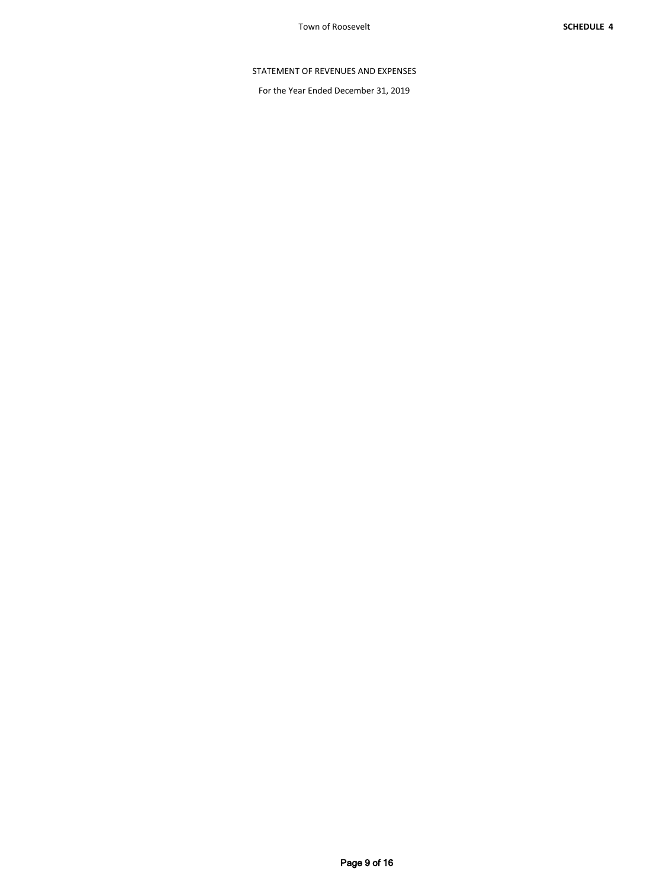**SCHEDULE 4**

# Town of Roosevelt

## STATEMENT OF REVENUES AND EXPENSES

For the Year Ended December 31, 2019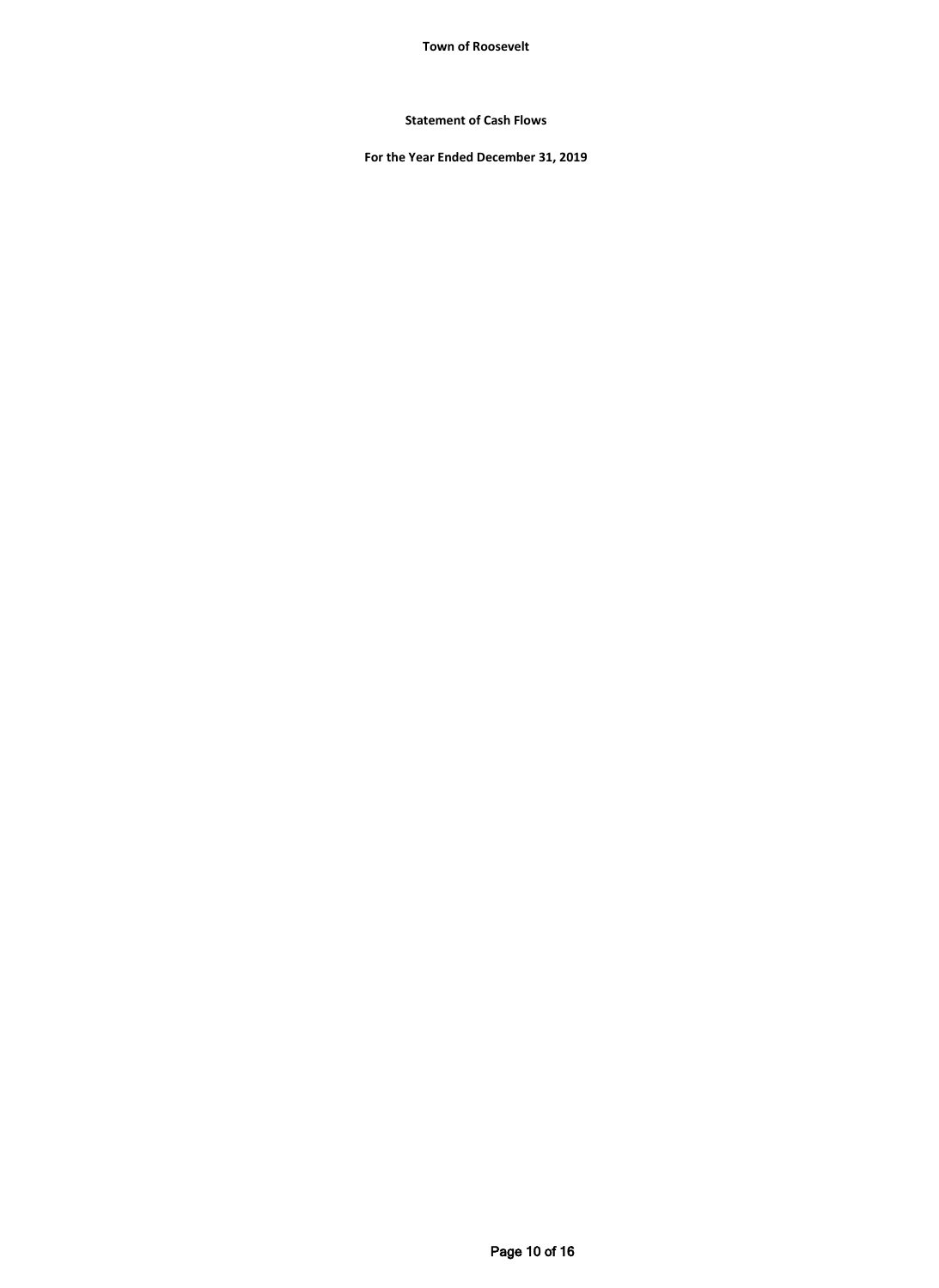**Town of Roosevelt**

**Statement of Cash Flows**

**For the Year Ended December 31, 2019**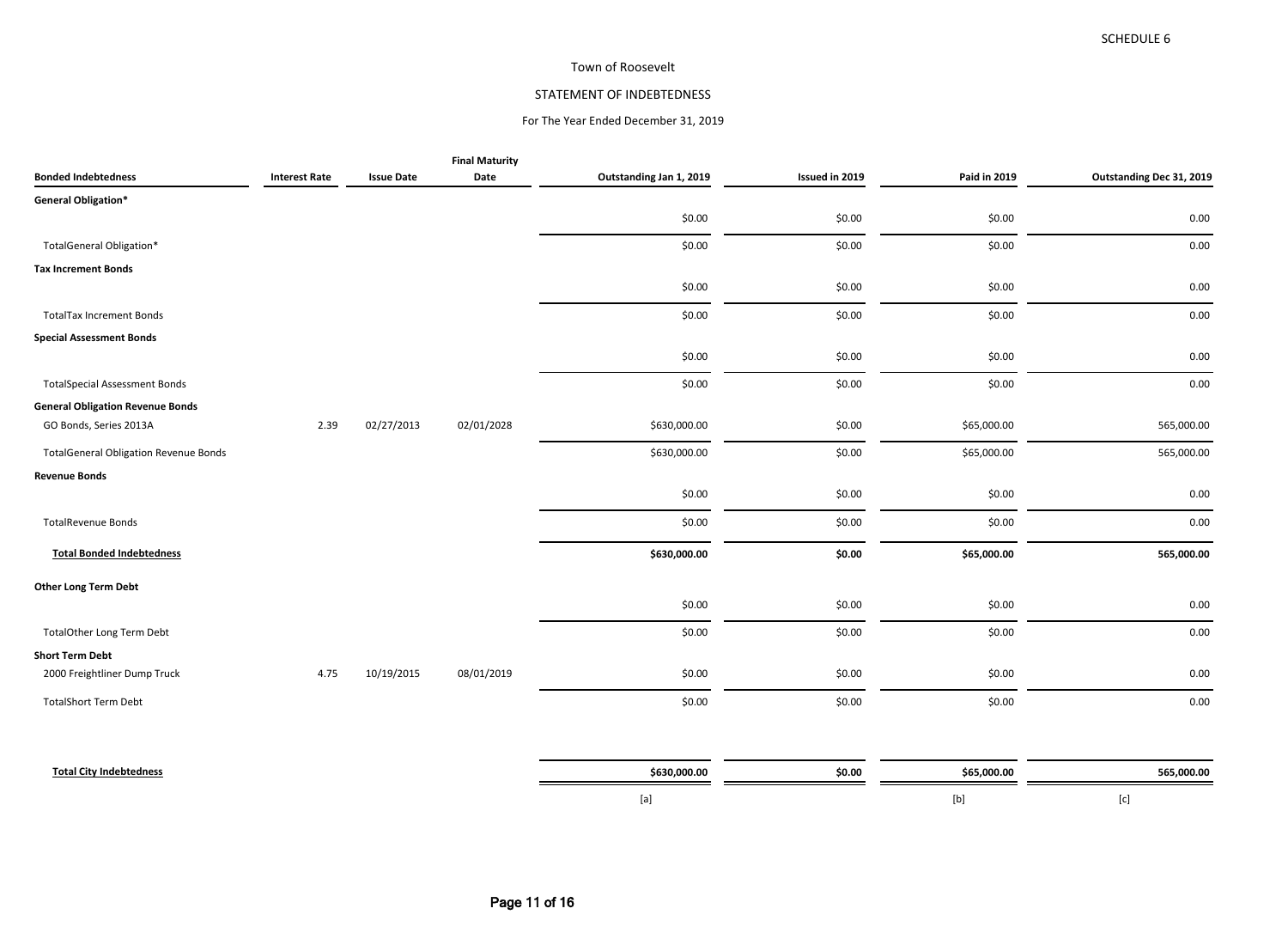SCHEDULE 6

Town of Roosevelt

STATEMENT OF INDEBTEDNESS

For The Year Ended December 31, 2019

| Bonded Indebtedness | Interest Rate | Issue Date | Final Maturity Date | Outstanding Jan 1, 2019 | Issued in 2019 | Paid in 2019 | Outstanding Dec 31, 2019 |
|---|---|---|---|---|---|---|---|
| **General Obligation*** | | | | | | | |
| | | | | $0.00 | $0.00 | $0.00 | 0.00 |
| TotalGeneral Obligation* | | | | $0.00 | $0.00 | $0.00 | 0.00 |
| **Tax Increment Bonds** | | | | | | | |
| | | | | $0.00 | $0.00 | $0.00 | 0.00 |
| TotalTax Increment Bonds | | | | $0.00 | $0.00 | $0.00 | 0.00 |
| **Special Assessment Bonds** | | | | | | | |
| | | | | $0.00 | $0.00 | $0.00 | 0.00 |
| TotalSpecial Assessment Bonds | | | | $0.00 | $0.00 | $0.00 | 0.00 |
| **General Obligation Revenue Bonds** | | | | | | | |
| GO Bonds, Series 2013A | 2.39 | 02/27/2013 | 02/01/2028 | $630,000.00 | $0.00 | $65,000.00 | 565,000.00 |
| TotalGeneral Obligation Revenue Bonds | | | | $630,000.00 | $0.00 | $65,000.00 | 565,000.00 |
| **Revenue Bonds** | | | | | | | |
| | | | | $0.00 | $0.00 | $0.00 | 0.00 |
| TotalRevenue Bonds | | | | $0.00 | $0.00 | $0.00 | 0.00 |
| **Total Bonded Indebtedness** | | | | **$630,000.00** | **$0.00** | **$65,000.00** | **565,000.00** |
| **Other Long Term Debt** | | | | | | | |
| | | | | $0.00 | $0.00 | $0.00 | 0.00 |
| TotalOther Long Term Debt | | | | $0.00 | $0.00 | $0.00 | 0.00 |
| **Short Term Debt** | | | | | | | |
| 2000 Freightliner Dump Truck | 4.75 | 10/19/2015 | 08/01/2019 | $0.00 | $0.00 | $0.00 | 0.00 |
| TotalShort Term Debt | | | | $0.00 | $0.00 | $0.00 | 0.00 |
| **Total City Indebtedness** | | | | **$630,000.00** | **$0.00** | **$65,000.00** | **565,000.00** |
| | | | | [a] | | [b] | [c] |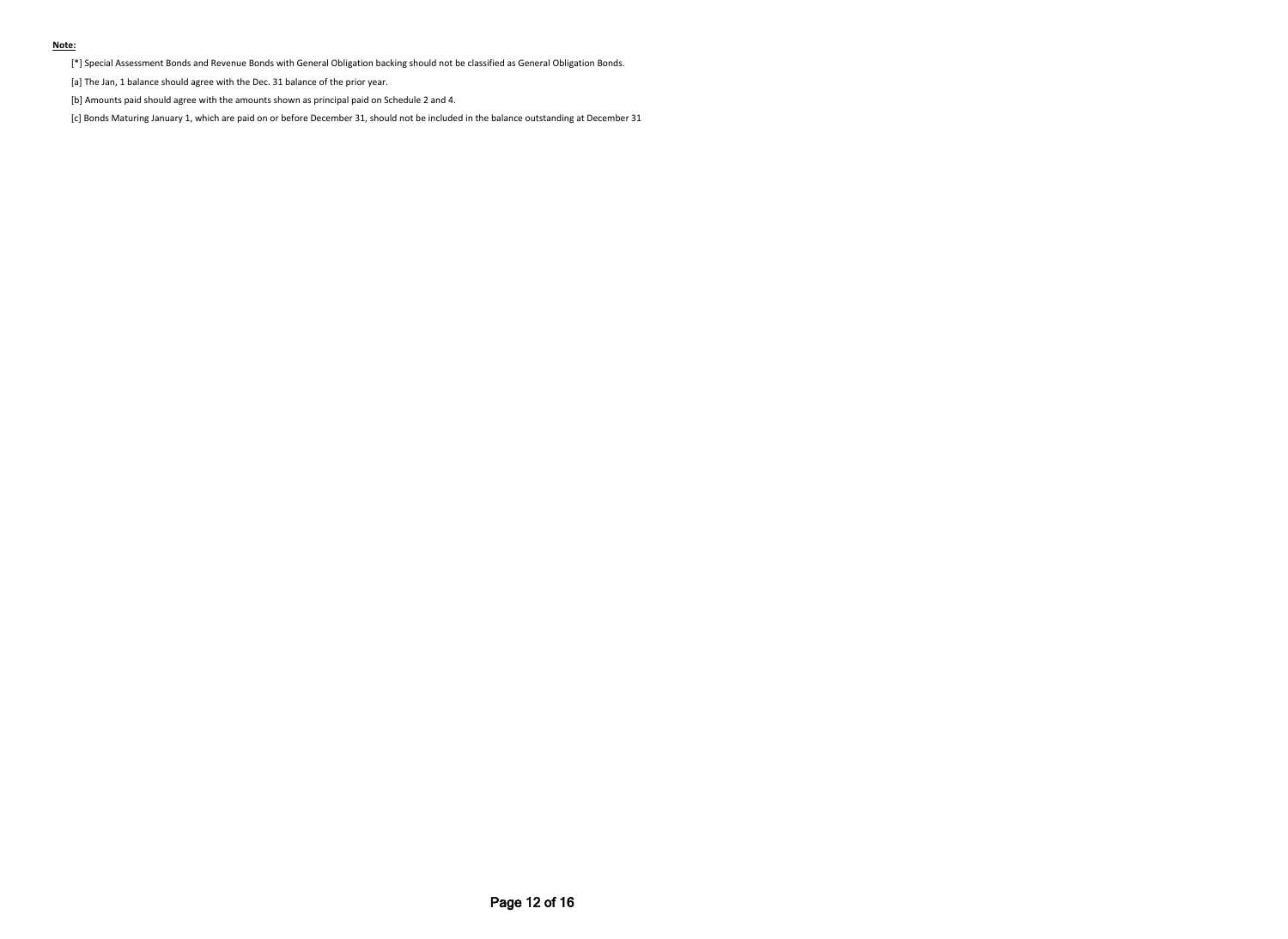**Note:**

[*] Special Assessment Bonds and Revenue Bonds with General Obligation backing should not be classified as General Obligation Bonds.

[a] The Jan, 1 balance should agree with the Dec. 31 balance of the prior year.

[b] Amounts paid should agree with the amounts shown as principal paid on Schedule 2 and 4.

[c] Bonds Maturing January 1, which are paid on or before December 31, should not be included in the balance outstanding at December 31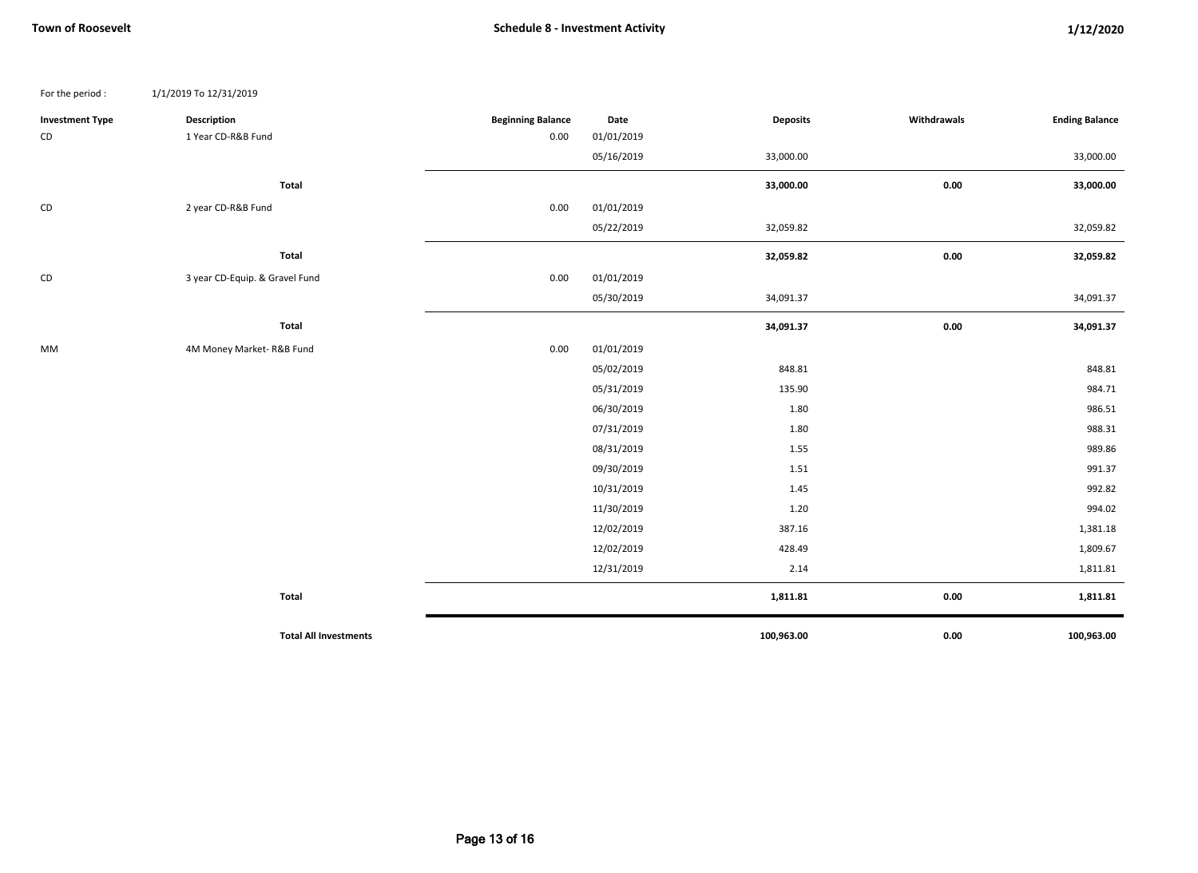Town of Roosevelt

## Schedule 8 - Investment Activity

1/12/2020

For the period : 1/1/2019 To 12/31/2019

| Investment Type | Description | Beginning Balance | Date | Deposits | Withdrawals | Ending Balance |
|---|---|---|---|---|---|---|
| CD | 1 Year CD-R&B Fund | 0.00 | 01/01/2019 | | | |
| | | | 05/16/2019 | 33,000.00 | | 33,000.00 |
| | **Total** | | | **33,000.00** | **0.00** | **33,000.00** |
| CD | 2 year CD-R&B Fund | 0.00 | 01/01/2019 | | | |
| | | | 05/22/2019 | 32,059.82 | | 32,059.82 |
| | **Total** | | | **32,059.82** | **0.00** | **32,059.82** |
| CD | 3 year CD-Equip. & Gravel Fund | 0.00 | 01/01/2019 | | | |
| | | | 05/30/2019 | 34,091.37 | | 34,091.37 |
| | **Total** | | | **34,091.37** | **0.00** | **34,091.37** |
| MM | 4M Money Market- R&B Fund | 0.00 | 01/01/2019 | | | |
| | | | 05/02/2019 | 848.81 | | 848.81 |
| | | | 05/31/2019 | 135.90 | | 984.71 |
| | | | 06/30/2019 | 1.80 | | 986.51 |
| | | | 07/31/2019 | 1.80 | | 988.31 |
| | | | 08/31/2019 | 1.55 | | 989.86 |
| | | | 09/30/2019 | 1.51 | | 991.37 |
| | | | 10/31/2019 | 1.45 | | 992.82 |
| | | | 11/30/2019 | 1.20 | | 994.02 |
| | | | 12/02/2019 | 387.16 | | 1,381.18 |
| | | | 12/02/2019 | 428.49 | | 1,809.67 |
| | | | 12/31/2019 | 2.14 | | 1,811.81 |
| | **Total** | | | **1,811.81** | **0.00** | **1,811.81** |
| | **Total All Investments** | | | **100,963.00** | **0.00** | **100,963.00** |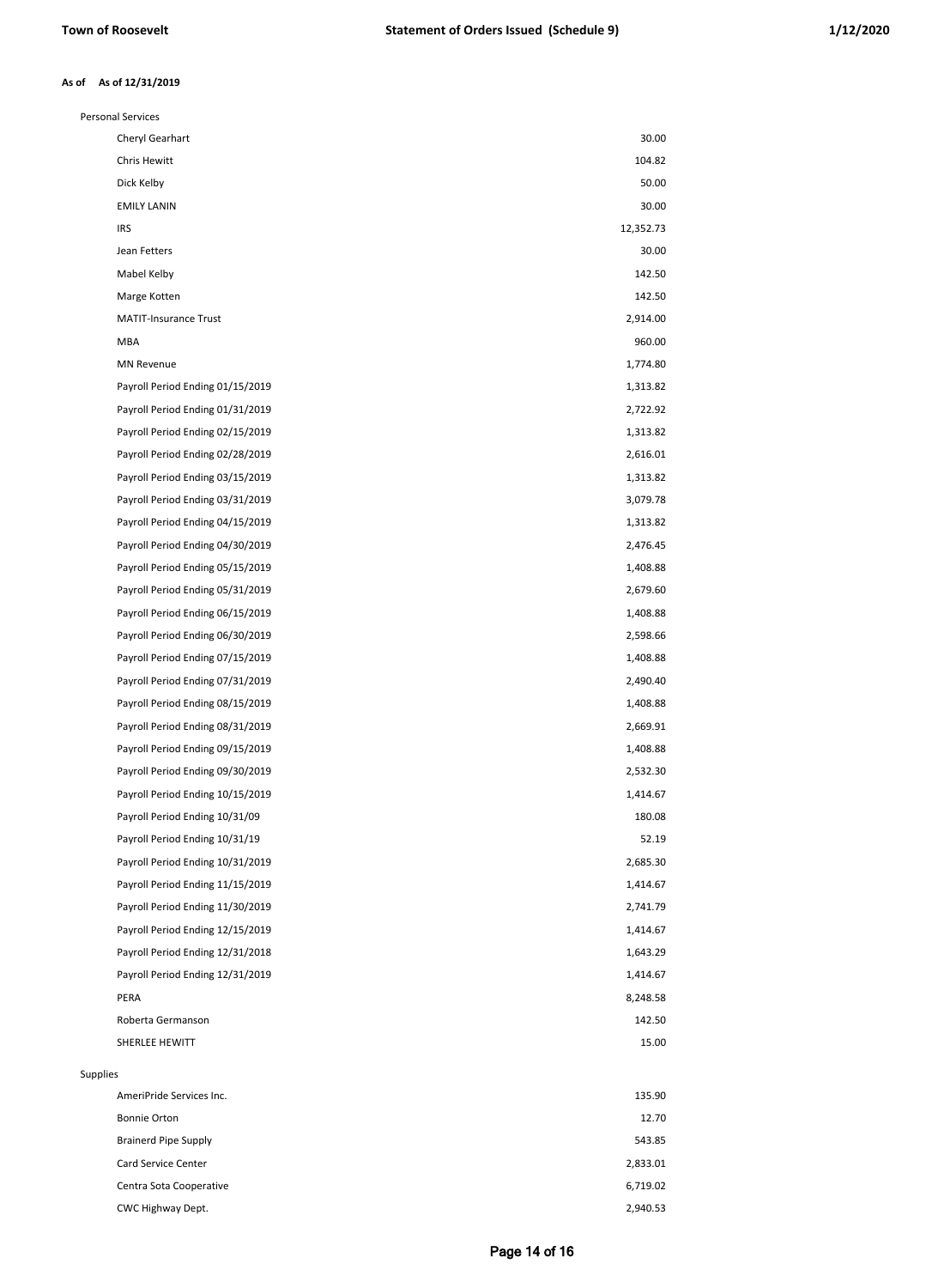**As of 12/31/2019**

| | |
|---|---|
| **Personal Services** | |
| Cheryl Gearhart | 30.00 |
| Chris Hewitt | 104.82 |
| Dick Kelby | 50.00 |
| EMILY LANIN | 30.00 |
| IRS | 12,352.73 |
| Jean Fetters | 30.00 |
| Mabel Kelby | 142.50 |
| Marge Kotten | 142.50 |
| MATIT-Insurance Trust | 2,914.00 |
| MBA | 960.00 |
| MN Revenue | 1,774.80 |
| Payroll Period Ending 01/15/2019 | 1,313.82 |
| Payroll Period Ending 01/31/2019 | 2,722.92 |
| Payroll Period Ending 02/15/2019 | 1,313.82 |
| Payroll Period Ending 02/28/2019 | 2,616.01 |
| Payroll Period Ending 03/15/2019 | 1,313.82 |
| Payroll Period Ending 03/31/2019 | 3,079.78 |
| Payroll Period Ending 04/15/2019 | 1,313.82 |
| Payroll Period Ending 04/30/2019 | 2,476.45 |
| Payroll Period Ending 05/15/2019 | 1,408.88 |
| Payroll Period Ending 05/31/2019 | 2,679.60 |
| Payroll Period Ending 06/15/2019 | 1,408.88 |
| Payroll Period Ending 06/30/2019 | 2,598.66 |
| Payroll Period Ending 07/15/2019 | 1,408.88 |
| Payroll Period Ending 07/31/2019 | 2,490.40 |
| Payroll Period Ending 08/15/2019 | 1,408.88 |
| Payroll Period Ending 08/31/2019 | 2,669.91 |
| Payroll Period Ending 09/15/2019 | 1,408.88 |
| Payroll Period Ending 09/30/2019 | 2,532.30 |
| Payroll Period Ending 10/15/2019 | 1,414.67 |
| Payroll Period Ending 10/31/09 | 180.08 |
| Payroll Period Ending 10/31/19 | 52.19 |
| Payroll Period Ending 10/31/2019 | 2,685.30 |
| Payroll Period Ending 11/15/2019 | 1,414.67 |
| Payroll Period Ending 11/30/2019 | 2,741.79 |
| Payroll Period Ending 12/15/2019 | 1,414.67 |
| Payroll Period Ending 12/31/2018 | 1,643.29 |
| Payroll Period Ending 12/31/2019 | 1,414.67 |
| PERA | 8,248.58 |
| Roberta Germanson | 142.50 |
| SHERLEE HEWITT | 15.00 |
| **Supplies** | |
| AmeriPride Services Inc. | 135.90 |
| Bonnie Orton | 12.70 |
| Brainerd Pipe Supply | 543.85 |
| Card Service Center | 2,833.01 |
| Centra Sota Cooperative | 6,719.02 |
| CWC Highway Dept. | 2,940.53 |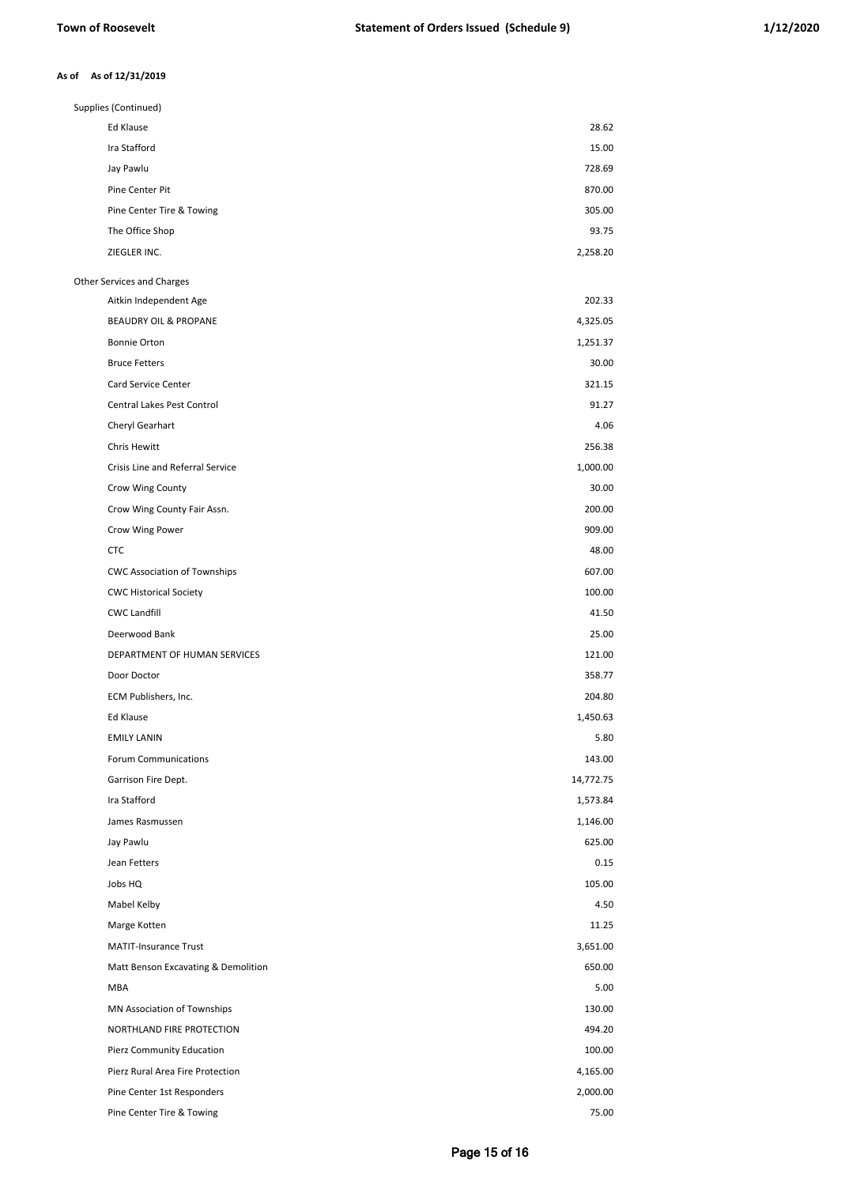**As of As of 12/31/2019**

| Payee | Amount |
| --- | --- |
| **Supplies (Continued)** | |
| Ed Klause | 28.62 |
| Ira Stafford | 15.00 |
| Jay Pawlu | 728.69 |
| Pine Center Pit | 870.00 |
| Pine Center Tire & Towing | 305.00 |
| The Office Shop | 93.75 |
| ZIEGLER INC. | 2,258.20 |
| **Other Services and Charges** | |
| Aitkin Independent Age | 202.33 |
| BEAUDRY OIL & PROPANE | 4,325.05 |
| Bonnie Orton | 1,251.37 |
| Bruce Fetters | 30.00 |
| Card Service Center | 321.15 |
| Central Lakes Pest Control | 91.27 |
| Cheryl Gearhart | 4.06 |
| Chris Hewitt | 256.38 |
| Crisis Line and Referral Service | 1,000.00 |
| Crow Wing County | 30.00 |
| Crow Wing County Fair Assn. | 200.00 |
| Crow Wing Power | 909.00 |
| CTC | 48.00 |
| CWC Association of Townships | 607.00 |
| CWC Historical Society | 100.00 |
| CWC Landfill | 41.50 |
| Deerwood Bank | 25.00 |
| DEPARTMENT OF HUMAN SERVICES | 121.00 |
| Door Doctor | 358.77 |
| ECM Publishers, Inc. | 204.80 |
| Ed Klause | 1,450.63 |
| EMILY LANIN | 5.80 |
| Forum Communications | 143.00 |
| Garrison Fire Dept. | 14,772.75 |
| Ira Stafford | 1,573.84 |
| James Rasmussen | 1,146.00 |
| Jay Pawlu | 625.00 |
| Jean Fetters | 0.15 |
| Jobs HQ | 105.00 |
| Mabel Kelby | 4.50 |
| Marge Kotten | 11.25 |
| MATIT-Insurance Trust | 3,651.00 |
| Matt Benson Excavating & Demolition | 650.00 |
| MBA | 5.00 |
| MN Association of Townships | 130.00 |
| NORTHLAND FIRE PROTECTION | 494.20 |
| Pierz Community Education | 100.00 |
| Pierz Rural Area Fire Protection | 4,165.00 |
| Pine Center 1st Responders | 2,000.00 |
| Pine Center Tire & Towing | 75.00 |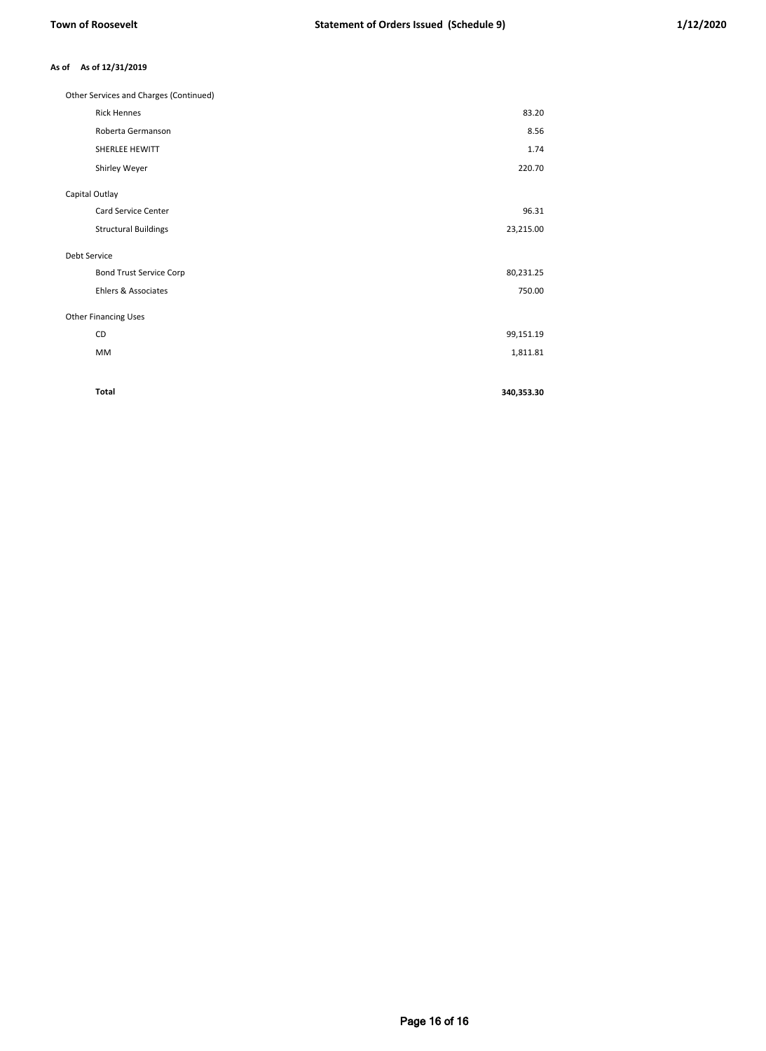**As of As of 12/31/2019**

| | |
|---|---|
| Other Services and Charges (Continued) | |
| Rick Hennes | 83.20 |
| Roberta Germanson | 8.56 |
| SHERLEE HEWITT | 1.74 |
| Shirley Weyer | 220.70 |
| Capital Outlay | |
| Card Service Center | 96.31 |
| Structural Buildings | 23,215.00 |
| Debt Service | |
| Bond Trust Service Corp | 80,231.25 |
| Ehlers & Associates | 750.00 |
| Other Financing Uses | |
| CD | 99,151.19 |
| MM | 1,811.81 |
| **Total** | **340,353.30** |